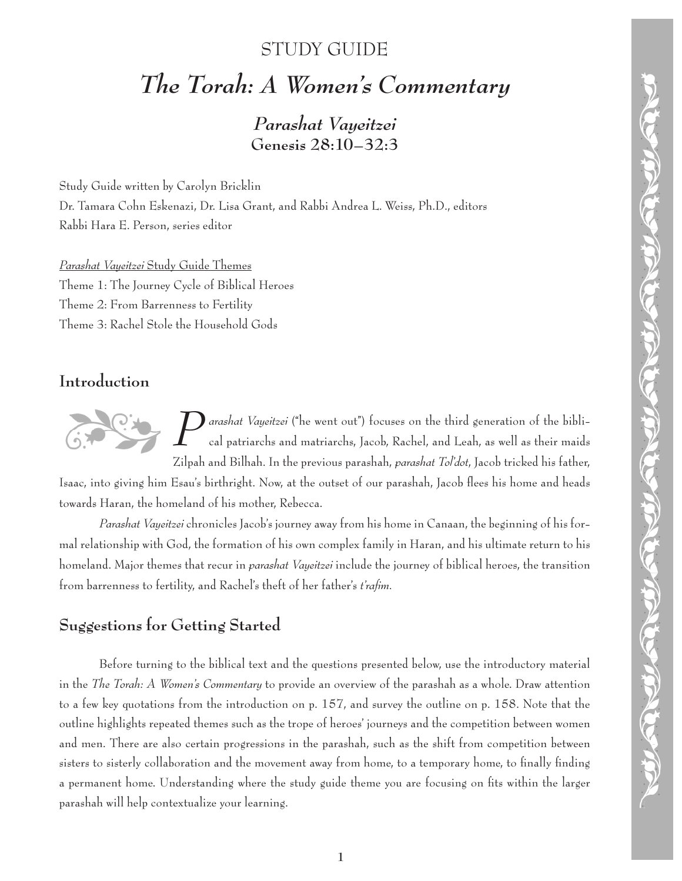# STUDY GUIDE

# *The Torah: A Women's Commentary*

## *Parashat Vayeitzei*

**Genesis 28:10–32:3**

Study Guide written by Carolyn Bricklin
Dr. Tamara Cohn Eskenazi, Dr. Lisa Grant, and Rabbi Andrea L. Weiss, Ph.D., editors
Rabbi Hara E. Person, series editor

*Parashat Vayeitzei* Study Guide Themes
Theme 1: The Journey Cycle of Biblical Heroes
Theme 2: From Barrenness to Fertility
Theme 3: Rachel Stole the Household Gods

## Introduction

*Parashat Vayeitzei* ("he went out") focuses on the third generation of the biblical patriarchs and matriarchs, Jacob, Rachel, and Leah, as well as their maids Zilpah and Bilhah. In the previous parashah, *parashat Tol'dot*, Jacob tricked his father, Isaac, into giving him Esau's birthright. Now, at the outset of our parashah, Jacob flees his home and heads towards Haran, the homeland of his mother, Rebecca.

*Parashat Vayeitzei* chronicles Jacob's journey away from his home in Canaan, the beginning of his formal relationship with God, the formation of his own complex family in Haran, and his ultimate return to his homeland. Major themes that recur in *parashat Vayeitzei* include the journey of biblical heroes, the transition from barrenness to fertility, and Rachel's theft of her father's *t'rafim*.

## Suggestions for Getting Started

Before turning to the biblical text and the questions presented below, use the introductory material in the *The Torah: A Women's Commentary* to provide an overview of the parashah as a whole. Draw attention to a few key quotations from the introduction on p. 157, and survey the outline on p. 158. Note that the outline highlights repeated themes such as the trope of heroes' journeys and the competition between women and men. There are also certain progressions in the parashah, such as the shift from competition between sisters to sisterly collaboration and the movement away from home, to a temporary home, to finally finding a permanent home. Understanding where the study guide theme you are focusing on fits within the larger parashah will help contextualize your learning.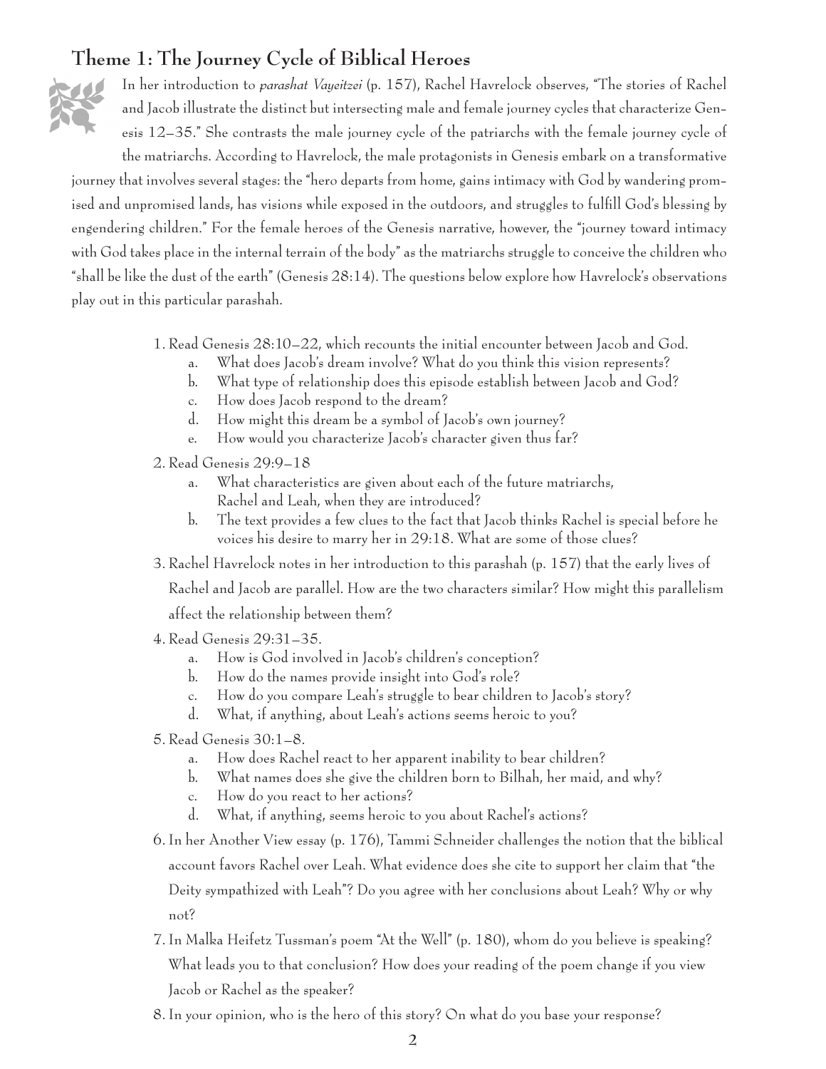## Theme 1: The Journey Cycle of Biblical Heroes

In her introduction to *parashat Vayeitzei* (p. 157), Rachel Havrelock observes, "The stories of Rachel and Jacob illustrate the distinct but intersecting male and female journey cycles that characterize Genesis 12–35." She contrasts the male journey cycle of the patriarchs with the female journey cycle of the matriarchs. According to Havrelock, the male protagonists in Genesis embark on a transformative journey that involves several stages: the "hero departs from home, gains intimacy with God by wandering promised and unpromised lands, has visions while exposed in the outdoors, and struggles to fulfill God's blessing by engendering children." For the female heroes of the Genesis narrative, however, the "journey toward intimacy with God takes place in the internal terrain of the body" as the matriarchs struggle to conceive the children who "shall be like the dust of the earth" (Genesis 28:14). The questions below explore how Havrelock's observations play out in this particular parashah.

1. Read Genesis 28:10–22, which recounts the initial encounter between Jacob and God.
   a. What does Jacob's dream involve? What do you think this vision represents?
   b. What type of relationship does this episode establish between Jacob and God?
   c. How does Jacob respond to the dream?
   d. How might this dream be a symbol of Jacob's own journey?
   e. How would you characterize Jacob's character given thus far?
2. Read Genesis 29:9–18
   a. What characteristics are given about each of the future matriarchs, Rachel and Leah, when they are introduced?
   b. The text provides a few clues to the fact that Jacob thinks Rachel is special before he voices his desire to marry her in 29:18. What are some of those clues?
3. Rachel Havrelock notes in her introduction to this parashah (p. 157) that the early lives of Rachel and Jacob are parallel. How are the two characters similar? How might this parallelism affect the relationship between them?
4. Read Genesis 29:31–35.
   a. How is God involved in Jacob's children's conception?
   b. How do the names provide insight into God's role?
   c. How do you compare Leah's struggle to bear children to Jacob's story?
   d. What, if anything, about Leah's actions seems heroic to you?
5. Read Genesis 30:1–8.
   a. How does Rachel react to her apparent inability to bear children?
   b. What names does she give the children born to Bilhah, her maid, and why?
   c. How do you react to her actions?
   d. What, if anything, seems heroic to you about Rachel's actions?
6. In her Another View essay (p. 176), Tammi Schneider challenges the notion that the biblical account favors Rachel over Leah. What evidence does she cite to support her claim that "the Deity sympathized with Leah"? Do you agree with her conclusions about Leah? Why or why not?
7. In Malka Heifetz Tussman's poem "At the Well" (p. 180), whom do you believe is speaking? What leads you to that conclusion? How does your reading of the poem change if you view Jacob or Rachel as the speaker?
8. In your opinion, who is the hero of this story? On what do you base your response?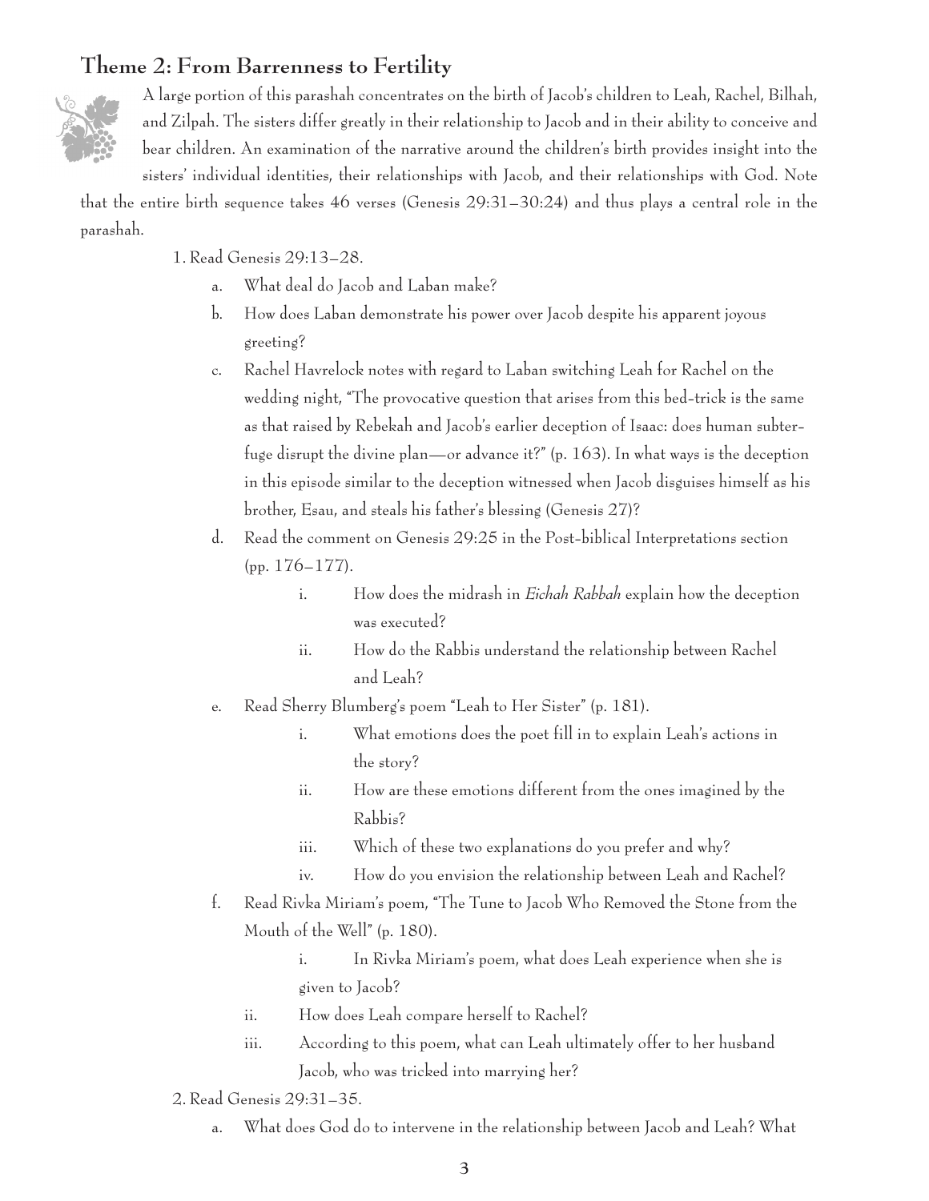## Theme 2: From Barrenness to Fertility

A large portion of this parashah concentrates on the birth of Jacob's children to Leah, Rachel, Bilhah, and Zilpah. The sisters differ greatly in their relationship to Jacob and in their ability to conceive and bear children. An examination of the narrative around the children's birth provides insight into the sisters' individual identities, their relationships with Jacob, and their relationships with God. Note that the entire birth sequence takes 46 verses (Genesis 29:31–30:24) and thus plays a central role in the parashah.

1. Read Genesis 29:13–28.
   a. What deal do Jacob and Laban make?
   b. How does Laban demonstrate his power over Jacob despite his apparent joyous greeting?
   c. Rachel Havrelock notes with regard to Laban switching Leah for Rachel on the wedding night, "The provocative question that arises from this bed-trick is the same as that raised by Rebekah and Jacob's earlier deception of Isaac: does human subterfuge disrupt the divine plan—or advance it?" (p. 163). In what ways is the deception in this episode similar to the deception witnessed when Jacob disguises himself as his brother, Esau, and steals his father's blessing (Genesis 27)?
   d. Read the comment on Genesis 29:25 in the Post-biblical Interpretations section (pp. 176–177).
      i. How does the midrash in *Eichah Rabbah* explain how the deception was executed?
      ii. How do the Rabbis understand the relationship between Rachel and Leah?
   e. Read Sherry Blumberg's poem "Leah to Her Sister" (p. 181).
      i. What emotions does the poet fill in to explain Leah's actions in the story?
      ii. How are these emotions different from the ones imagined by the Rabbis?
      iii. Which of these two explanations do you prefer and why?
      iv. How do you envision the relationship between Leah and Rachel?
   f. Read Rivka Miriam's poem, "The Tune to Jacob Who Removed the Stone from the Mouth of the Well" (p. 180).
      i. In Rivka Miriam's poem, what does Leah experience when she is given to Jacob?
      ii. How does Leah compare herself to Rachel?
      iii. According to this poem, what can Leah ultimately offer to her husband Jacob, who was tricked into marrying her?
2. Read Genesis 29:31–35.
   a. What does God do to intervene in the relationship between Jacob and Leah? What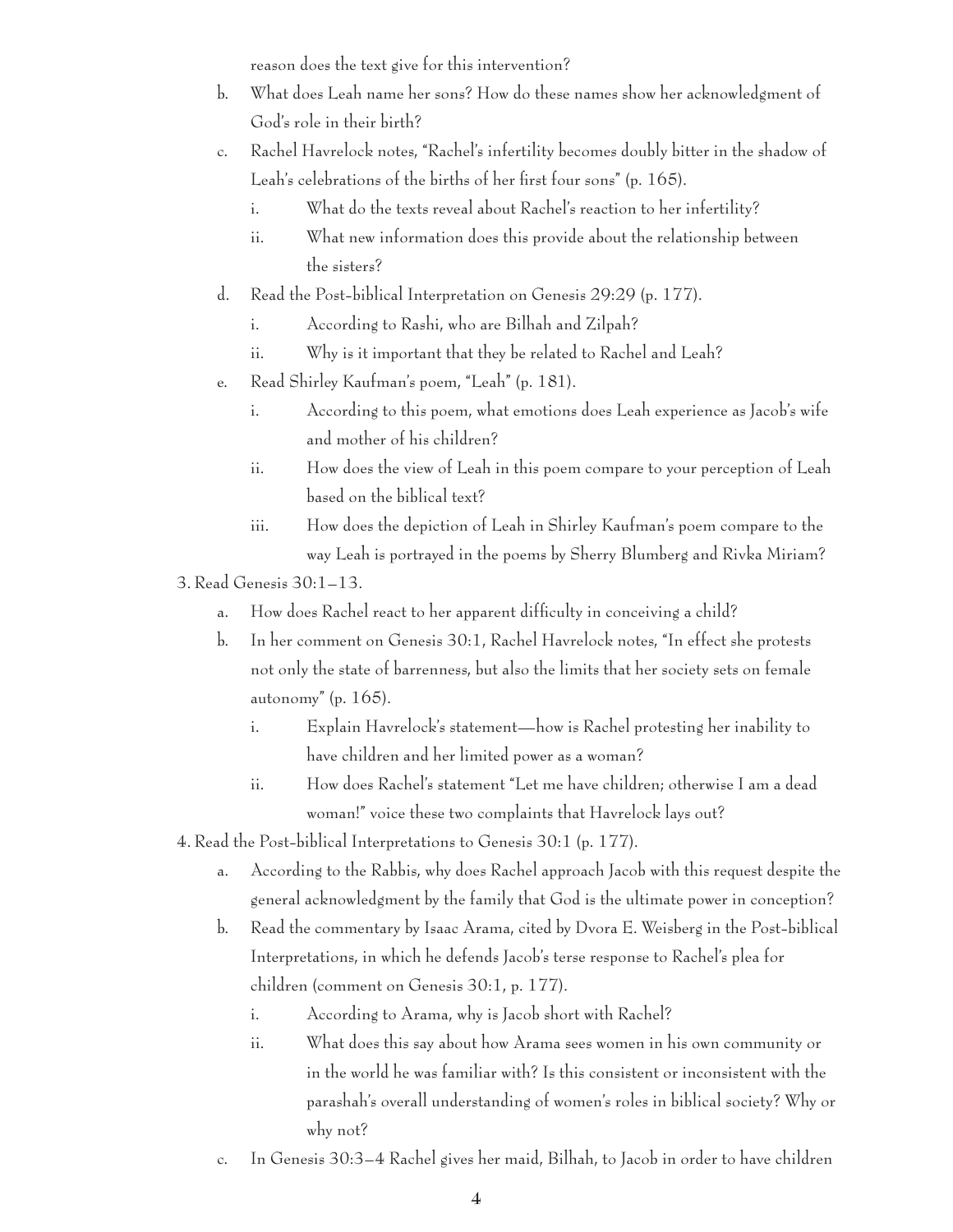reason does the text give for this intervention?

b. What does Leah name her sons? How do these names show her acknowledgment of God's role in their birth?

c. Rachel Havrelock notes, "Rachel's infertility becomes doubly bitter in the shadow of Leah's celebrations of the births of her first four sons" (p. 165).

   i. What do the texts reveal about Rachel's reaction to her infertility?

   ii. What new information does this provide about the relationship between the sisters?

d. Read the Post-biblical Interpretation on Genesis 29:29 (p. 177).

   i. According to Rashi, who are Bilhah and Zilpah?

   ii. Why is it important that they be related to Rachel and Leah?

e. Read Shirley Kaufman's poem, "Leah" (p. 181).

   i. According to this poem, what emotions does Leah experience as Jacob's wife and mother of his children?

   ii. How does the view of Leah in this poem compare to your perception of Leah based on the biblical text?

   iii. How does the depiction of Leah in Shirley Kaufman's poem compare to the way Leah is portrayed in the poems by Sherry Blumberg and Rivka Miriam?

3. Read Genesis 30:1–13.

   a. How does Rachel react to her apparent difficulty in conceiving a child?

   b. In her comment on Genesis 30:1, Rachel Havrelock notes, "In effect she protests not only the state of barrenness, but also the limits that her society sets on female autonomy" (p. 165).

      i. Explain Havrelock's statement—how is Rachel protesting her inability to have children and her limited power as a woman?

      ii. How does Rachel's statement "Let me have children; otherwise I am a dead woman!" voice these two complaints that Havrelock lays out?

4. Read the Post-biblical Interpretations to Genesis 30:1 (p. 177).

   a. According to the Rabbis, why does Rachel approach Jacob with this request despite the general acknowledgment by the family that God is the ultimate power in conception?

   b. Read the commentary by Isaac Arama, cited by Dvora E. Weisberg in the Post-biblical Interpretations, in which he defends Jacob's terse response to Rachel's plea for children (comment on Genesis 30:1, p. 177).

      i. According to Arama, why is Jacob short with Rachel?

      ii. What does this say about how Arama sees women in his own community or in the world he was familiar with? Is this consistent or inconsistent with the parashah's overall understanding of women's roles in biblical society? Why or why not?

   c. In Genesis 30:3–4 Rachel gives her maid, Bilhah, to Jacob in order to have children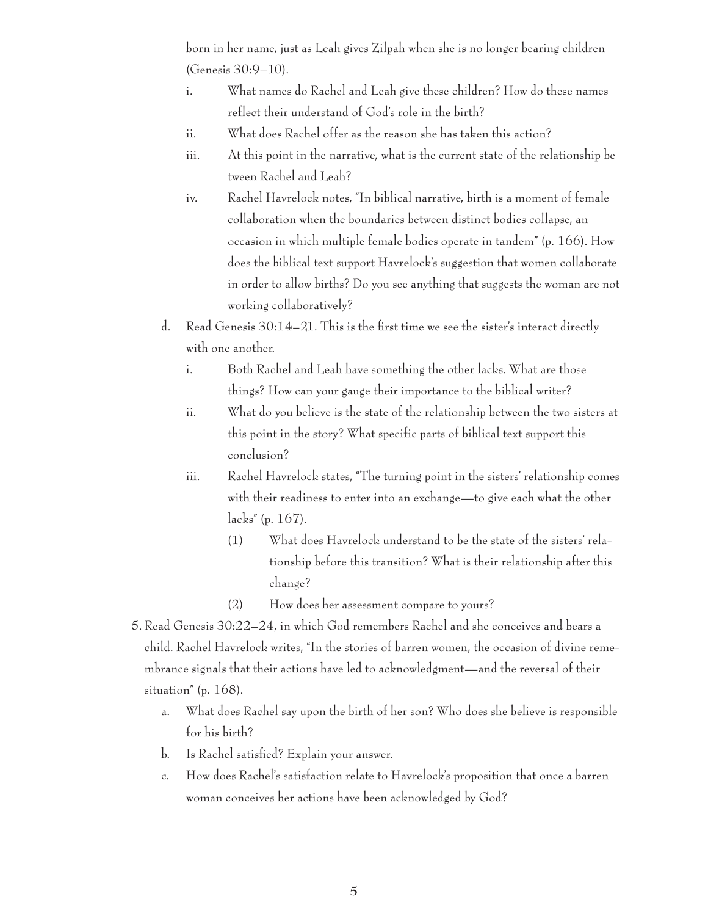born in her name, just as Leah gives Zilpah when she is no longer bearing children (Genesis 30:9–10).

   i. What names do Rachel and Leah give these children? How do these names reflect their understand of God's role in the birth?
   ii. What does Rachel offer as the reason she has taken this action?
   iii. At this point in the narrative, what is the current state of the relationship be tween Rachel and Leah?
   iv. Rachel Havrelock notes, "In biblical narrative, birth is a moment of female collaboration when the boundaries between distinct bodies collapse, an occasion in which multiple female bodies operate in tandem" (p. 166). How does the biblical text support Havrelock's suggestion that women collaborate in order to allow births? Do you see anything that suggests the woman are not working collaboratively?

d. Read Genesis 30:14–21. This is the first time we see the sister's interact directly with one another.
   i. Both Rachel and Leah have something the other lacks. What are those things? How can your gauge their importance to the biblical writer?
   ii. What do you believe is the state of the relationship between the two sisters at this point in the story? What specific parts of biblical text support this conclusion?
   iii. Rachel Havrelock states, "The turning point in the sisters' relationship comes with their readiness to enter into an exchange—to give each what the other lacks" (p. 167).
      (1) What does Havrelock understand to be the state of the sisters' relationship before this transition? What is their relationship after this change?
      (2) How does her assessment compare to yours?

5. Read Genesis 30:22–24, in which God remembers Rachel and she conceives and bears a child. Rachel Havrelock writes, "In the stories of barren women, the occasion of divine remembrance signals that their actions have led to acknowledgment—and the reversal of their situation" (p. 168).
   a. What does Rachel say upon the birth of her son? Who does she believe is responsible for his birth?
   b. Is Rachel satisfied? Explain your answer.
   c. How does Rachel's satisfaction relate to Havrelock's proposition that once a barren woman conceives her actions have been acknowledged by God?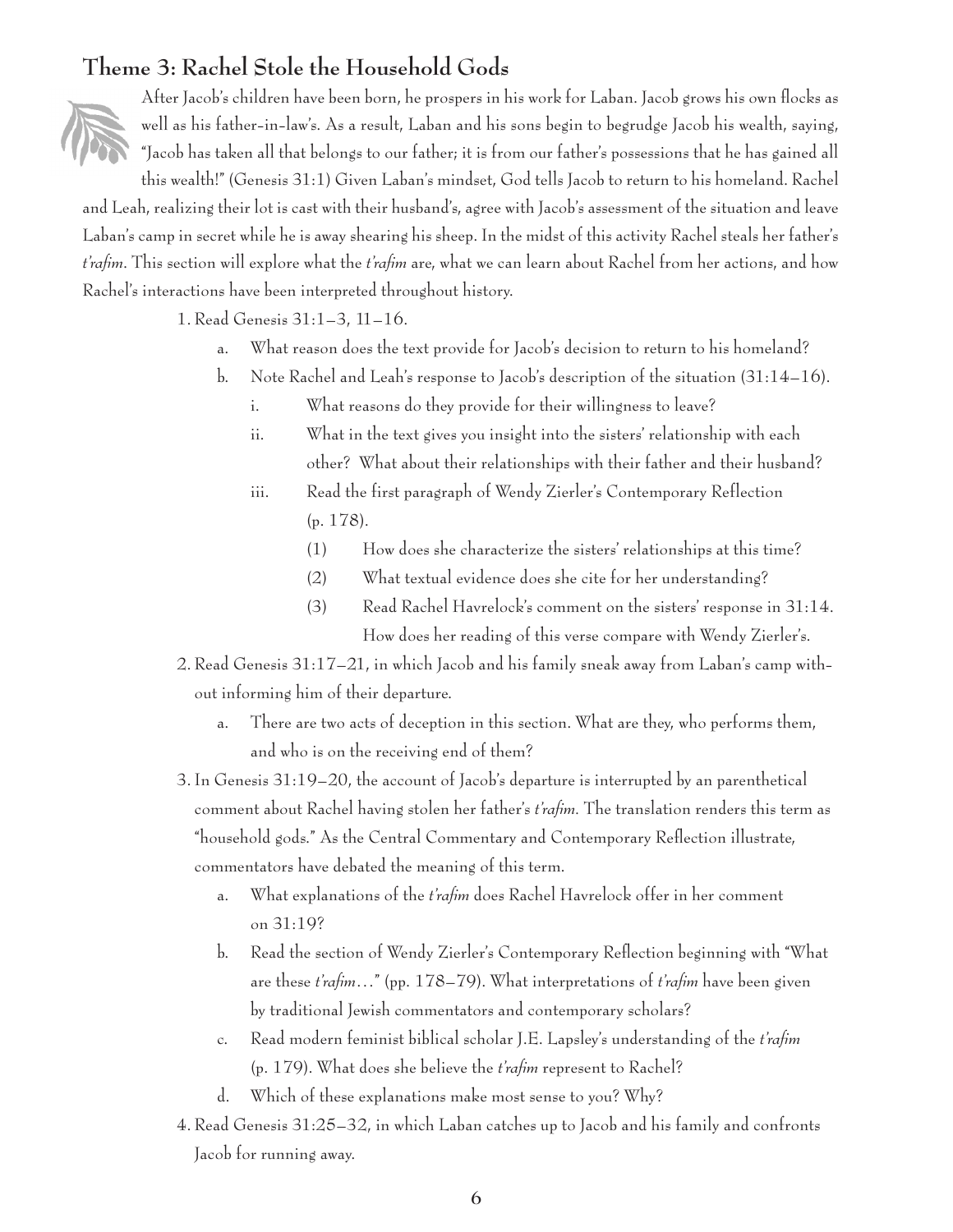## Theme 3: Rachel Stole the Household Gods

After Jacob's children have been born, he prospers in his work for Laban. Jacob grows his own flocks as well as his father-in-law's. As a result, Laban and his sons begin to begrudge Jacob his wealth, saying, "Jacob has taken all that belongs to our father; it is from our father's possessions that he has gained all this wealth!" (Genesis 31:1) Given Laban's mindset, God tells Jacob to return to his homeland. Rachel and Leah, realizing their lot is cast with their husband's, agree with Jacob's assessment of the situation and leave Laban's camp in secret while he is away shearing his sheep. In the midst of this activity Rachel steals her father's *t'rafim*. This section will explore what the *t'rafim* are, what we can learn about Rachel from her actions, and how Rachel's interactions have been interpreted throughout history.

1. Read Genesis 31:1–3, 11–16.
   a. What reason does the text provide for Jacob's decision to return to his homeland?
   b. Note Rachel and Leah's response to Jacob's description of the situation (31:14–16).
      i. What reasons do they provide for their willingness to leave?
      ii. What in the text gives you insight into the sisters' relationship with each other? What about their relationships with their father and their husband?
      iii. Read the first paragraph of Wendy Zierler's Contemporary Reflection (p. 178).
         (1) How does she characterize the sisters' relationships at this time?
         (2) What textual evidence does she cite for her understanding?
         (3) Read Rachel Havrelock's comment on the sisters' response in 31:14. How does her reading of this verse compare with Wendy Zierler's.
2. Read Genesis 31:17–21, in which Jacob and his family sneak away from Laban's camp without informing him of their departure.
   a. There are two acts of deception in this section. What are they, who performs them, and who is on the receiving end of them?
3. In Genesis 31:19–20, the account of Jacob's departure is interrupted by an parenthetical comment about Rachel having stolen her father's *t'rafim*. The translation renders this term as "household gods." As the Central Commentary and Contemporary Reflection illustrate, commentators have debated the meaning of this term.
   a. What explanations of the *t'rafim* does Rachel Havrelock offer in her comment on 31:19?
   b. Read the section of Wendy Zierler's Contemporary Reflection beginning with "What are these *t'rafim*…" (pp. 178–79). What interpretations of *t'rafim* have been given by traditional Jewish commentators and contemporary scholars?
   c. Read modern feminist biblical scholar J.E. Lapsley's understanding of the *t'rafim* (p. 179). What does she believe the *t'rafim* represent to Rachel?
   d. Which of these explanations make most sense to you? Why?
4. Read Genesis 31:25–32, in which Laban catches up to Jacob and his family and confronts Jacob for running away.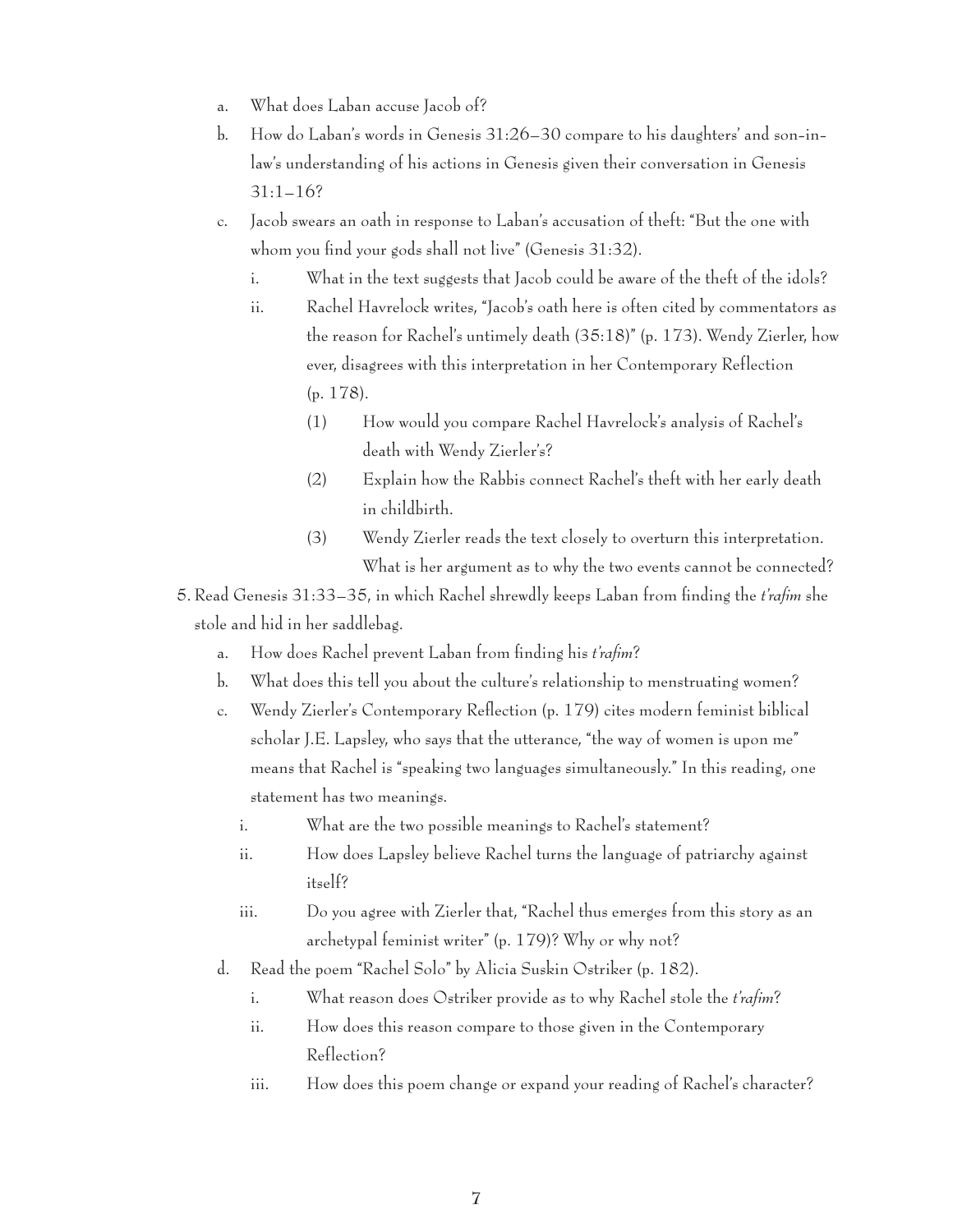a. What does Laban accuse Jacob of?

b. How do Laban's words in Genesis 31:26–30 compare to his daughters' and son-in-law's understanding of his actions in Genesis given their conversation in Genesis 31:1–16?

c. Jacob swears an oath in response to Laban's accusation of theft: "But the one with whom you find your gods shall not live" (Genesis 31:32).

   i. What in the text suggests that Jacob could be aware of the theft of the idols?

   ii. Rachel Havrelock writes, "Jacob's oath here is often cited by commentators as the reason for Rachel's untimely death (35:18)" (p. 173). Wendy Zierler, however, disagrees with this interpretation in her Contemporary Reflection (p. 178).

      (1) How would you compare Rachel Havrelock's analysis of Rachel's death with Wendy Zierler's?

      (2) Explain how the Rabbis connect Rachel's theft with her early death in childbirth.

      (3) Wendy Zierler reads the text closely to overturn this interpretation. What is her argument as to why the two events cannot be connected?

5. Read Genesis 31:33–35, in which Rachel shrewdly keeps Laban from finding the *t'rafim* she stole and hid in her saddlebag.

   a. How does Rachel prevent Laban from finding his *t'rafim*?

   b. What does this tell you about the culture's relationship to menstruating women?

   c. Wendy Zierler's Contemporary Reflection (p. 179) cites modern feminist biblical scholar J.E. Lapsley, who says that the utterance, "the way of women is upon me" means that Rachel is "speaking two languages simultaneously." In this reading, one statement has two meanings.

      i. What are the two possible meanings to Rachel's statement?

      ii. How does Lapsley believe Rachel turns the language of patriarchy against itself?

      iii. Do you agree with Zierler that, "Rachel thus emerges from this story as an archetypal feminist writer" (p. 179)? Why or why not?

   d. Read the poem "Rachel Solo" by Alicia Suskin Ostriker (p. 182).

      i. What reason does Ostriker provide as to why Rachel stole the *t'rafim*?

      ii. How does this reason compare to those given in the Contemporary Reflection?

      iii. How does this poem change or expand your reading of Rachel's character?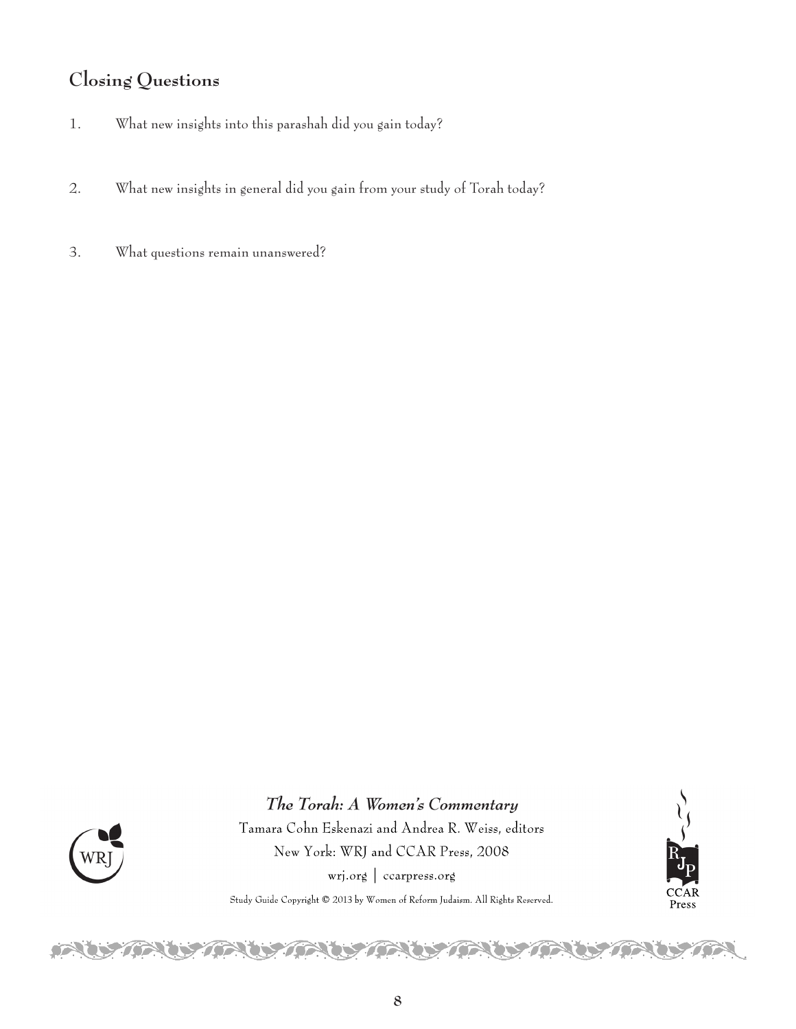## Closing Questions

1. What new insights into this parashah did you gain today?

2. What new insights in general did you gain from your study of Torah today?

3. What questions remain unanswered?

***The Torah: A Women's Commentary***

Tamara Cohn Eskenazi and Andrea R. Weiss, editors

New York: WRJ and CCAR Press, 2008

wrj.org | ccarpress.org

Study Guide Copyright © 2013 by Women of Reform Judaism. All Rights Reserved.